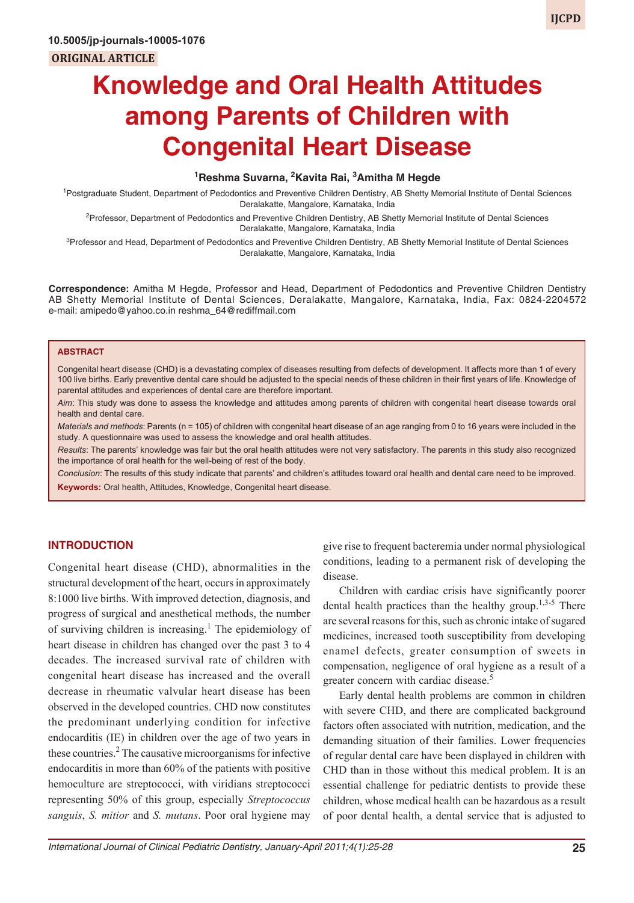10.5005/jp-journals-10005-1076

ORIGINAL ARTICLE

# Knowledge and Oral Health Attitudes among Parents of Children with Congenital Heart Disease

[1]Reshma Suvarna, [2]Kavita Rai, [3]Amitha M Hegde

[1]Postgraduate Student, Department of Pedodontics and Preventive Children Dentistry, AB Shetty Memorial Institute of Dental Sciences Deralakatte, Mangalore, Karnataka, India

[2]Professor, Department of Pedodontics and Preventive Children Dentistry, AB Shetty Memorial Institute of Dental Sciences Deralakatte, Mangalore, Karnataka, India

[3]Professor and Head, Department of Pedodontics and Preventive Children Dentistry, AB Shetty Memorial Institute of Dental Sciences Deralakatte, Mangalore, Karnataka, India

**Correspondence:** Amitha M Hegde, Professor and Head, Department of Pedodontics and Preventive Children Dentistry AB Shetty Memorial Institute of Dental Sciences, Deralakatte, Mangalore, Karnataka, India, Fax: 0824-2204572 e-mail: amipedo@yahoo.co.in reshma_64@rediffmail.com

## ABSTRACT

Congenital heart disease (CHD) is a devastating complex of diseases resulting from defects of development. It affects more than 1 of every 100 live births. Early preventive dental care should be adjusted to the special needs of these children in their first years of life. Knowledge of parental attitudes and experiences of dental care are therefore important.

*Aim*: This study was done to assess the knowledge and attitudes among parents of children with congenital heart disease towards oral health and dental care.

*Materials and methods*: Parents (n = 105) of children with congenital heart disease of an age ranging from 0 to 16 years were included in the study. A questionnaire was used to assess the knowledge and oral health attitudes.

*Results*: The parents' knowledge was fair but the oral health attitudes were not very satisfactory. The parents in this study also recognized the importance of oral health for the well-being of rest of the body.

*Conclusion*: The results of this study indicate that parents' and children's attitudes toward oral health and dental care need to be improved.

**Keywords:** Oral health, Attitudes, Knowledge, Congenital heart disease.

## INTRODUCTION

Congenital heart disease (CHD), abnormalities in the structural development of the heart, occurs in approximately 8:1000 live births. With improved detection, diagnosis, and progress of surgical and anesthetical methods, the number of surviving children is increasing.[1] The epidemiology of heart disease in children has changed over the past 3 to 4 decades. The increased survival rate of children with congenital heart disease has increased and the overall decrease in rheumatic valvular heart disease has been observed in the developed countries. CHD now constitutes the predominant underlying condition for infective endocarditis (IE) in children over the age of two years in these countries.[2] The causative microorganisms for infective endocarditis in more than 60% of the patients with positive hemoculture are streptococci, with viridians streptococci representing 50% of this group, especially *Streptococcus sanguis*, *S. mitior* and *S. mutans*. Poor oral hygiene may give rise to frequent bacteremia under normal physiological conditions, leading to a permanent risk of developing the disease.

Children with cardiac crisis have significantly poorer dental health practices than the healthy group.[1,3-5] There are several reasons for this, such as chronic intake of sugared medicines, increased tooth susceptibility from developing enamel defects, greater consumption of sweets in compensation, negligence of oral hygiene as a result of a greater concern with cardiac disease.[5]

Early dental health problems are common in children with severe CHD, and there are complicated background factors often associated with nutrition, medication, and the demanding situation of their families. Lower frequencies of regular dental care have been displayed in children with CHD than in those without this medical problem. It is an essential challenge for pediatric dentists to provide these children, whose medical health can be hazardous as a result of poor dental health, a dental service that is adjusted to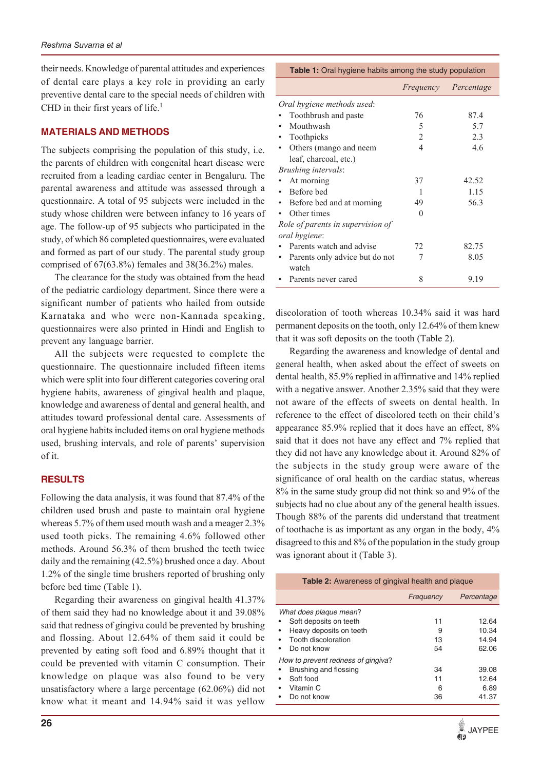their needs. Knowledge of parental attitudes and experiences of dental care plays a key role in providing an early preventive dental care to the special needs of children with CHD in their first years of life.[1]

## MATERIALS AND METHODS

The subjects comprising the population of this study, i.e. the parents of children with congenital heart disease were recruited from a leading cardiac center in Bengaluru. The parental awareness and attitude was assessed through a questionnaire. A total of 95 subjects were included in the study whose children were between infancy to 16 years of age. The follow-up of 95 subjects who participated in the study, of which 86 completed questionnaires, were evaluated and formed as part of our study. The parental study group comprised of 67(63.8%) females and 38(36.2%) males.

The clearance for the study was obtained from the head of the pediatric cardiology department. Since there were a significant number of patients who hailed from outside Karnataka and who were non-Kannada speaking, questionnaires were also printed in Hindi and English to prevent any language barrier.

All the subjects were requested to complete the questionnaire. The questionnaire included fifteen items which were split into four different categories covering oral hygiene habits, awareness of gingival health and plaque, knowledge and awareness of dental and general health, and attitudes toward professional dental care. Assessments of oral hygiene habits included items on oral hygiene methods used, brushing intervals, and role of parents' supervision of it.

## RESULTS

Following the data analysis, it was found that 87.4% of the children used brush and paste to maintain oral hygiene whereas 5.7% of them used mouth wash and a meager 2.3% used tooth picks. The remaining 4.6% followed other methods. Around 56.3% of them brushed the teeth twice daily and the remaining (42.5%) brushed once a day. About 1.2% of the single time brushers reported of brushing only before bed time (Table 1).

Regarding their awareness on gingival health 41.37% of them said they had no knowledge about it and 39.08% said that redness of gingiva could be prevented by brushing and flossing. About 12.64% of them said it could be prevented by eating soft food and 6.89% thought that it could be prevented with vitamin C consumption. Their knowledge on plaque was also found to be very unsatisfactory where a large percentage (62.06%) did not know what it meant and 14.94% said it was yellow discoloration of tooth whereas 10.34% said it was hard permanent deposits on the tooth, only 12.64% of them knew that it was soft deposits on the tooth (Table 2).

Regarding the awareness and knowledge of dental and general health, when asked about the effect of sweets on dental health, 85.9% replied in affirmative and 14% replied with a negative answer. Another 2.35% said that they were not aware of the effects of sweets on dental health. In reference to the effect of discolored teeth on their child's appearance 85.9% replied that it does have an effect, 8% said that it does not have any effect and 7% replied that they did not have any knowledge about it. Around 82% of the subjects in the study group were aware of the significance of oral health on the cardiac status, whereas 8% in the same study group did not think so and 9% of the subjects had no clue about any of the general health issues. Though 88% of the parents did understand that treatment of toothache is as important as any organ in the body, 4% disagreed to this and 8% of the population in the study group was ignorant about it (Table 3).

**Table 1:** Oral hygiene habits among the study population

| | *Frequency* | *Percentage* |
|---|---|---|
| *Oral hygiene methods used*: | | |
| • Toothbrush and paste | 76 | 87.4 |
| • Mouthwash | 5 | 5.7 |
| • Toothpicks | 2 | 2.3 |
| • Others (mango and neem leaf, charcoal, etc.) | 4 | 4.6 |
| *Brushing intervals*: | | |
| • At morning | 37 | 42.52 |
| • Before bed | 1 | 1.15 |
| • Before bed and at morning | 49 | 56.3 |
| • Other times | 0 | |
| *Role of parents in supervision of oral hygiene*: | | |
| • Parents watch and advise | 72 | 82.75 |
| • Parents only advice but do not watch | 7 | 8.05 |
| • Parents never cared | 8 | 9.19 |

**Table 2:** Awareness of gingival health and plaque

| | *Frequency* | *Percentage* |
|---|---|---|
| *What does plaque mean?* | | |
| • Soft deposits on teeth | 11 | 12.64 |
| • Heavy deposits on teeth | 9 | 10.34 |
| • Tooth discoloration | 13 | 14.94 |
| • Do not know | 54 | 62.06 |
| *How to prevent redness of gingiva?* | | |
| • Brushing and flossing | 34 | 39.08 |
| • Soft food | 11 | 12.64 |
| • Vitamin C | 6 | 6.89 |
| • Do not know | 36 | 41.37 |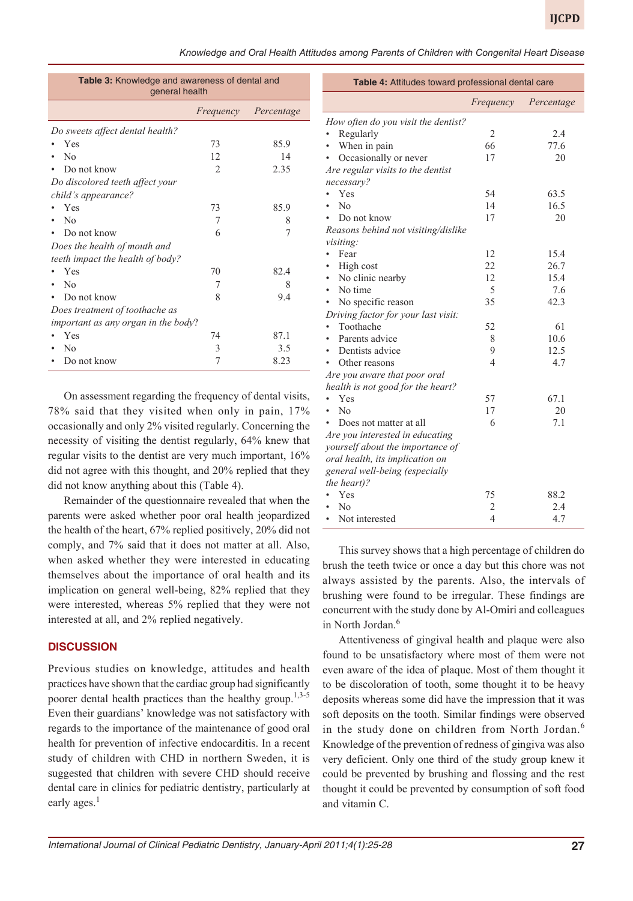**Table 3:** Knowledge and awareness of dental and general health

| | *Frequency* | *Percentage* |
|---|---|---|
| *Do sweets affect dental health?* | | |
| • Yes | 73 | 85.9 |
| • No | 12 | 14 |
| • Do not know | 2 | 2.35 |
| *Do discolored teeth affect your child's appearance?* | | |
| • Yes | 73 | 85.9 |
| • No | 7 | 8 |
| • Do not know | 6 | 7 |
| *Does the health of mouth and teeth impact the health of body?* | | |
| • Yes | 70 | 82.4 |
| • No | 7 | 8 |
| • Do not know | 8 | 9.4 |
| *Does treatment of toothache as important as any organ in the body?* | | |
| • Yes | 74 | 87.1 |
| • No | 3 | 3.5 |
| • Do not know | 7 | 8.23 |

**Table 4:** Attitudes toward professional dental care

| | *Frequency* | *Percentage* |
|---|---|---|
| *How often do you visit the dentist?* | | |
| • Regularly | 2 | 2.4 |
| • When in pain | 66 | 77.6 |
| • Occasionally or never | 17 | 20 |
| *Are regular visits to the dentist necessary?* | | |
| • Yes | 54 | 63.5 |
| • No | 14 | 16.5 |
| • Do not know | 17 | 20 |
| *Reasons behind not visiting/dislike visiting:* | | |
| • Fear | 12 | 15.4 |
| • High cost | 22 | 26.7 |
| • No clinic nearby | 12 | 15.4 |
| • No time | 5 | 7.6 |
| • No specific reason | 35 | 42.3 |
| *Driving factor for your last visit:* | | |
| • Toothache | 52 | 61 |
| • Parents advice | 8 | 10.6 |
| • Dentists advice | 9 | 12.5 |
| • Other reasons | 4 | 4.7 |
| *Are you aware that poor oral health is not good for the heart?* | | |
| • Yes | 57 | 67.1 |
| • No | 17 | 20 |
| • Does not matter at all | 6 | 7.1 |
| *Are you interested in educating yourself about the importance of oral health, its implication on general well-being (especially the heart)?* | | |
| • Yes | 75 | 88.2 |
| • No | 2 | 2.4 |
| • Not interested | 4 | 4.7 |

On assessment regarding the frequency of dental visits, 78% said that they visited when only in pain, 17% occasionally and only 2% visited regularly. Concerning the necessity of visiting the dentist regularly, 64% knew that regular visits to the dentist are very much important, 16% did not agree with this thought, and 20% replied that they did not know anything about this (Table 4).

Remainder of the questionnaire revealed that when the parents were asked whether poor oral health jeopardized the health of the heart, 67% replied positively, 20% did not comply, and 7% said that it does not matter at all. Also, when asked whether they were interested in educating themselves about the importance of oral health and its implication on general well-being, 82% replied that they were interested, whereas 5% replied that they were not interested at all, and 2% replied negatively.

## DISCUSSION

Previous studies on knowledge, attitudes and health practices have shown that the cardiac group had significantly poorer dental health practices than the healthy group.[1,3-5] Even their guardians' knowledge was not satisfactory with regards to the importance of the maintenance of good oral health for prevention of infective endocarditis. In a recent study of children with CHD in northern Sweden, it is suggested that children with severe CHD should receive dental care in clinics for pediatric dentistry, particularly at early ages.[1]

This survey shows that a high percentage of children do brush the teeth twice or once a day but this chore was not always assisted by the parents. Also, the intervals of brushing were found to be irregular. These findings are concurrent with the study done by Al-Omiri and colleagues in North Jordan.[6]

Attentiveness of gingival health and plaque were also found to be unsatisfactory where most of them were not even aware of the idea of plaque. Most of them thought it to be discoloration of tooth, some thought it to be heavy deposits whereas some did have the impression that it was soft deposits on the tooth. Similar findings were observed in the study done on children from North Jordan.[6] Knowledge of the prevention of redness of gingiva was also very deficient. Only one third of the study group knew it could be prevented by brushing and flossing and the rest thought it could be prevented by consumption of soft food and vitamin C.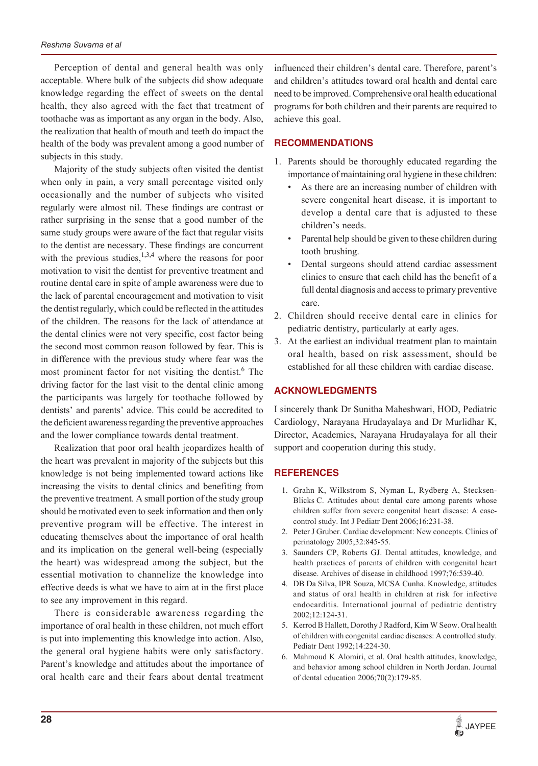Perception of dental and general health was only acceptable. Where bulk of the subjects did show adequate knowledge regarding the effect of sweets on the dental health, they also agreed with the fact that treatment of toothache was as important as any organ in the body. Also, the realization that health of mouth and teeth do impact the health of the body was prevalent among a good number of subjects in this study.

Majority of the study subjects often visited the dentist when only in pain, a very small percentage visited only occasionally and the number of subjects who visited regularly were almost nil. These findings are contrast or rather surprising in the sense that a good number of the same study groups were aware of the fact that regular visits to the dentist are necessary. These findings are concurrent with the previous studies,[1,3,4] where the reasons for poor motivation to visit the dentist for preventive treatment and routine dental care in spite of ample awareness were due to the lack of parental encouragement and motivation to visit the dentist regularly, which could be reflected in the attitudes of the children. The reasons for the lack of attendance at the dental clinics were not very specific, cost factor being the second most common reason followed by fear. This is in difference with the previous study where fear was the most prominent factor for not visiting the dentist.[6] The driving factor for the last visit to the dental clinic among the participants was largely for toothache followed by dentists' and parents' advice. This could be accredited to the deficient awareness regarding the preventive approaches and the lower compliance towards dental treatment.

Realization that poor oral health jeopardizes health of the heart was prevalent in majority of the subjects but this knowledge is not being implemented toward actions like increasing the visits to dental clinics and benefiting from the preventive treatment. A small portion of the study group should be motivated even to seek information and then only preventive program will be effective. The interest in educating themselves about the importance of oral health and its implication on the general well-being (especially the heart) was widespread among the subject, but the essential motivation to channelize the knowledge into effective deeds is what we have to aim at in the first place to see any improvement in this regard.

There is considerable awareness regarding the importance of oral health in these children, not much effort is put into implementing this knowledge into action. Also, the general oral hygiene habits were only satisfactory. Parent's knowledge and attitudes about the importance of oral health care and their fears about dental treatment influenced their children's dental care. Therefore, parent's and children's attitudes toward oral health and dental care need to be improved. Comprehensive oral health educational programs for both children and their parents are required to achieve this goal.

## RECOMMENDATIONS

1. Parents should be thoroughly educated regarding the importance of maintaining oral hygiene in these children:
   - As there are an increasing number of children with severe congenital heart disease, it is important to develop a dental care that is adjusted to these children's needs.
   - Parental help should be given to these children during tooth brushing.
   - Dental surgeons should attend cardiac assessment clinics to ensure that each child has the benefit of a full dental diagnosis and access to primary preventive care.
2. Children should receive dental care in clinics for pediatric dentistry, particularly at early ages.
3. At the earliest an individual treatment plan to maintain oral health, based on risk assessment, should be established for all these children with cardiac disease.

## ACKNOWLEDGMENTS

I sincerely thank Dr Sunitha Maheshwari, HOD, Pediatric Cardiology, Narayana Hrudayalaya and Dr Murlidhar K, Director, Academics, Narayana Hrudayalaya for all their support and cooperation during this study.

## REFERENCES

1. Grahn K, Wilkstrom S, Nyman L, Rydberg A, Stecksen-Blicks C. Attitudes about dental care among parents whose children suffer from severe congenital heart disease: A case-control study. Int J Pediatr Dent 2006;16:231-38.
2. Peter J Gruber. Cardiac development: New concepts. Clinics of perinatology 2005;32:845-55.
3. Saunders CP, Roberts GJ. Dental attitudes, knowledge, and health practices of parents of children with congenital heart disease. Archives of disease in childhood 1997;76:539-40.
4. DB Da Silva, IPR Souza, MCSA Cunha. Knowledge, attitudes and status of oral health in children at risk for infective endocarditis. International journal of pediatric dentistry 2002;12:124-31.
5. Kerrod B Hallett, Dorothy J Radford, Kim W Seow. Oral health of children with congenital cardiac diseases: A controlled study. Pediatr Dent 1992;14:224-30.
6. Mahmoud K Alomiri, et al. Oral health attitudes, knowledge, and behavior among school children in North Jordan. Journal of dental education 2006;70(2):179-85.